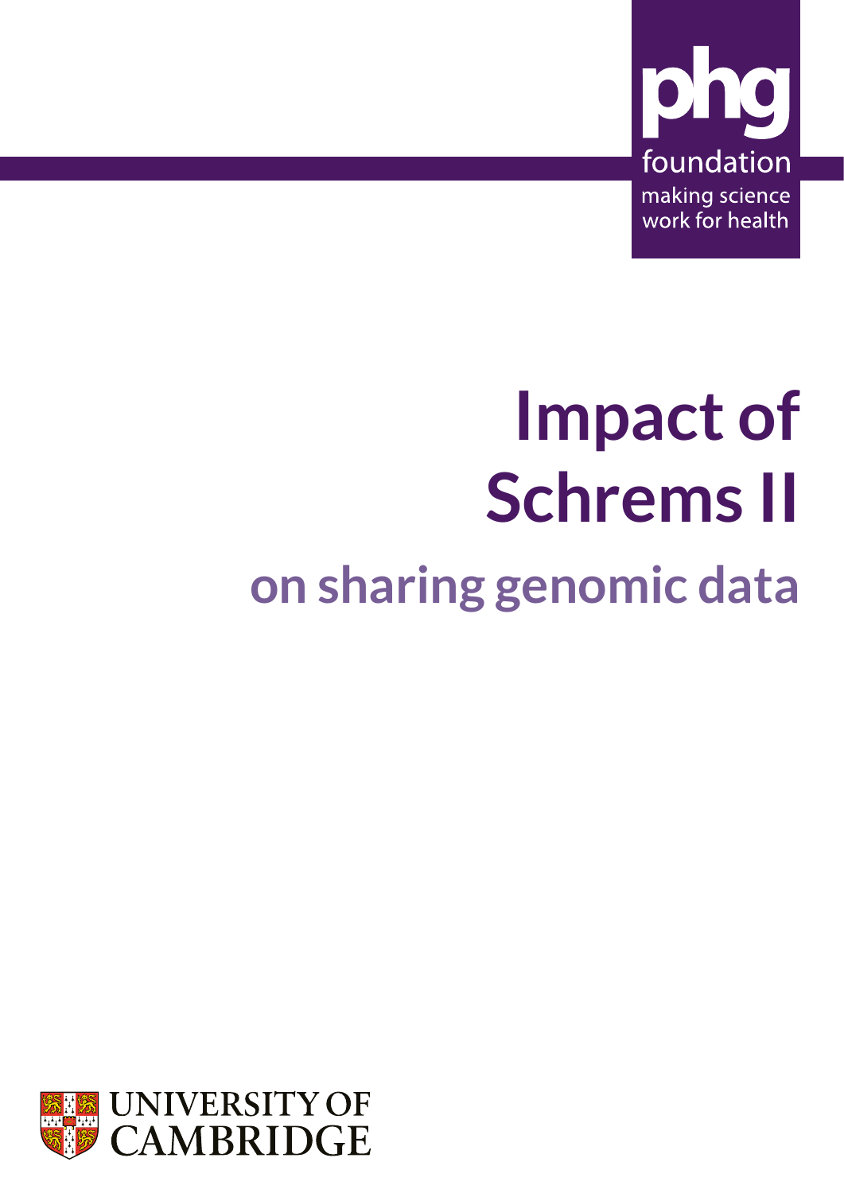phg foundation
making science work for health

# Impact of Schrems II

## on sharing genomic data

UNIVERSITY OF CAMBRIDGE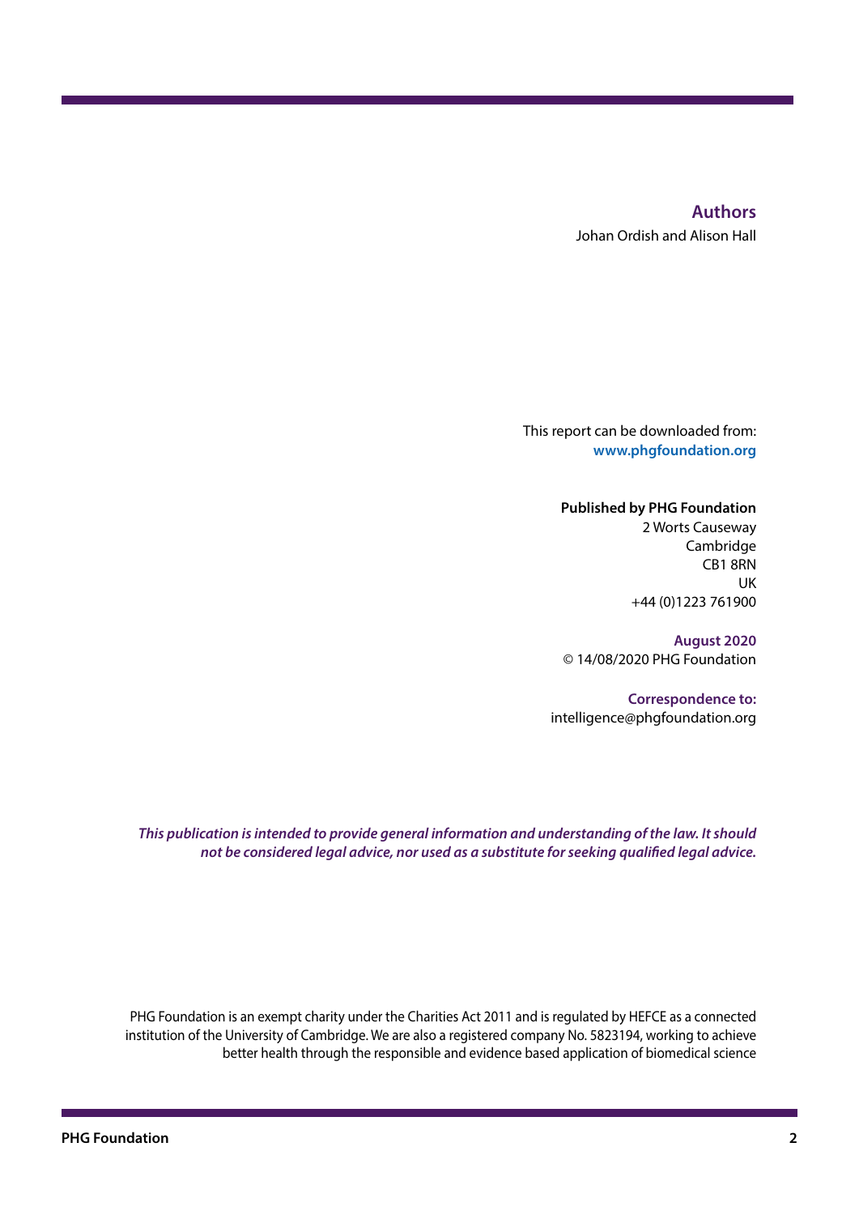## Authors

Johan Ordish and Alison Hall

This report can be downloaded from:
**www.phgfoundation.org**

**Published by PHG Foundation**
2 Worts Causeway
Cambridge
CB1 8RN
UK
+44 (0)1223 761900

**August 2020**
© 14/08/2020 PHG Foundation

**Correspondence to:**
intelligence@phgfoundation.org

***This publication is intended to provide general information and understanding of the law. It should not be considered legal advice, nor used as a substitute for seeking qualified legal advice.***

PHG Foundation is an exempt charity under the Charities Act 2011 and is regulated by HEFCE as a connected institution of the University of Cambridge. We are also a registered company No. 5823194, working to achieve better health through the responsible and evidence based application of biomedical science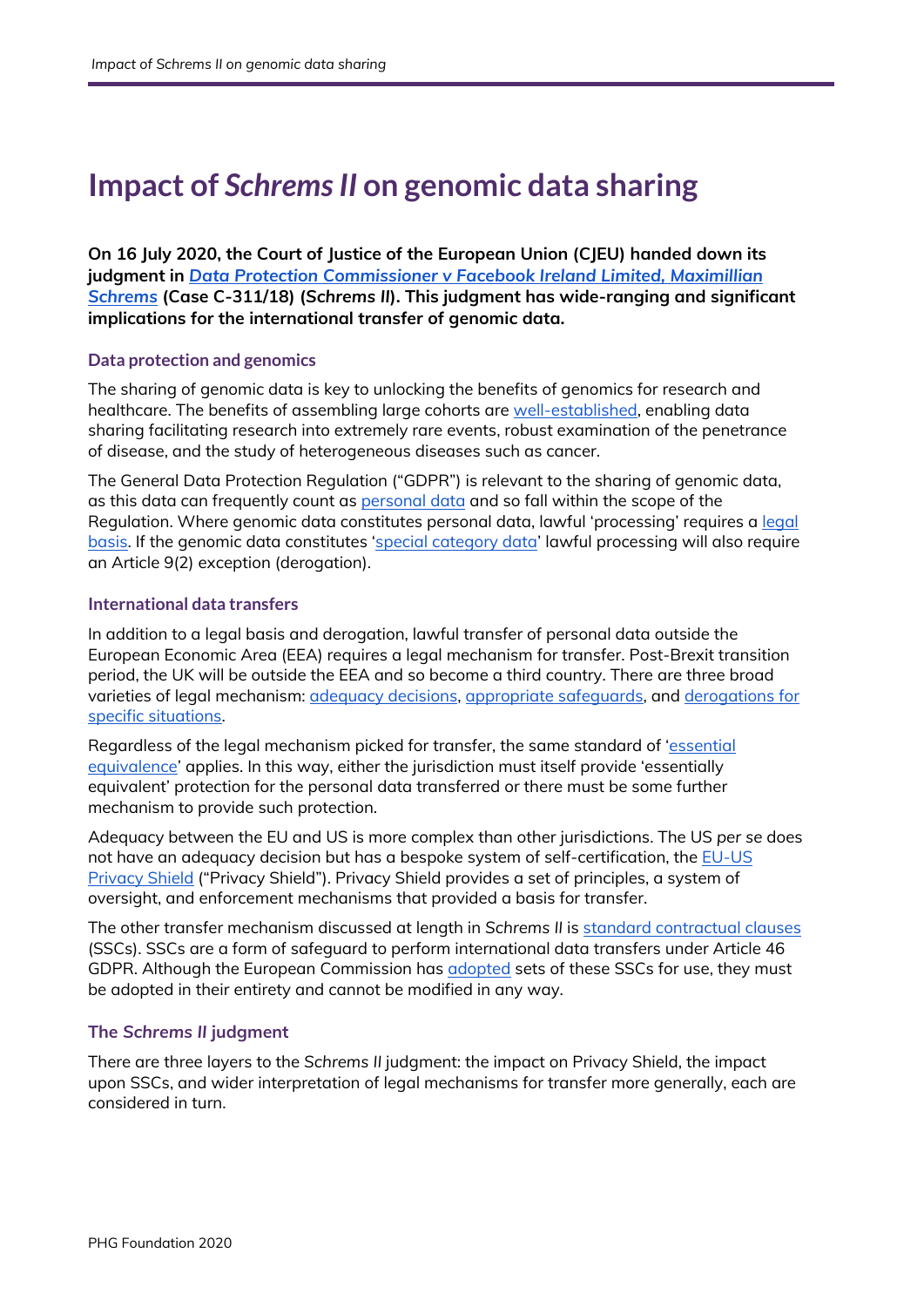# Impact of *Schrems II* on genomic data sharing

**On 16 July 2020, the Court of Justice of the European Union (CJEU) handed down its judgment in *Data Protection Commissioner v Facebook Ireland Limited, Maximillian Schrems* (Case C-311/18) (*Schrems II*). This judgment has wide-ranging and significant implications for the international transfer of genomic data.**

### Data protection and genomics

The sharing of genomic data is key to unlocking the benefits of genomics for research and healthcare. The benefits of assembling large cohorts are well-established, enabling data sharing facilitating research into extremely rare events, robust examination of the penetrance of disease, and the study of heterogeneous diseases such as cancer.

The General Data Protection Regulation ("GDPR") is relevant to the sharing of genomic data, as this data can frequently count as personal data and so fall within the scope of the Regulation. Where genomic data constitutes personal data, lawful 'processing' requires a legal basis. If the genomic data constitutes 'special category data' lawful processing will also require an Article 9(2) exception (derogation).

### International data transfers

In addition to a legal basis and derogation, lawful transfer of personal data outside the European Economic Area (EEA) requires a legal mechanism for transfer. Post-Brexit transition period, the UK will be outside the EEA and so become a third country. There are three broad varieties of legal mechanism: adequacy decisions, appropriate safeguards, and derogations for specific situations.

Regardless of the legal mechanism picked for transfer, the same standard of 'essential equivalence' applies. In this way, either the jurisdiction must itself provide 'essentially equivalent' protection for the personal data transferred or there must be some further mechanism to provide such protection.

Adequacy between the EU and US is more complex than other jurisdictions. The US *per se* does not have an adequacy decision but has a bespoke system of self-certification, the EU-US Privacy Shield ("Privacy Shield"). Privacy Shield provides a set of principles, a system of oversight, and enforcement mechanisms that provided a basis for transfer.

The other transfer mechanism discussed at length in *Schrems II* is standard contractual clauses (SSCs). SSCs are a form of safeguard to perform international data transfers under Article 46 GDPR. Although the European Commission has adopted sets of these SSCs for use, they must be adopted in their entirety and cannot be modified in any way.

### The *Schrems II* judgment

There are three layers to the *Schrems II* judgment: the impact on Privacy Shield, the impact upon SSCs, and wider interpretation of legal mechanisms for transfer more generally, each are considered in turn.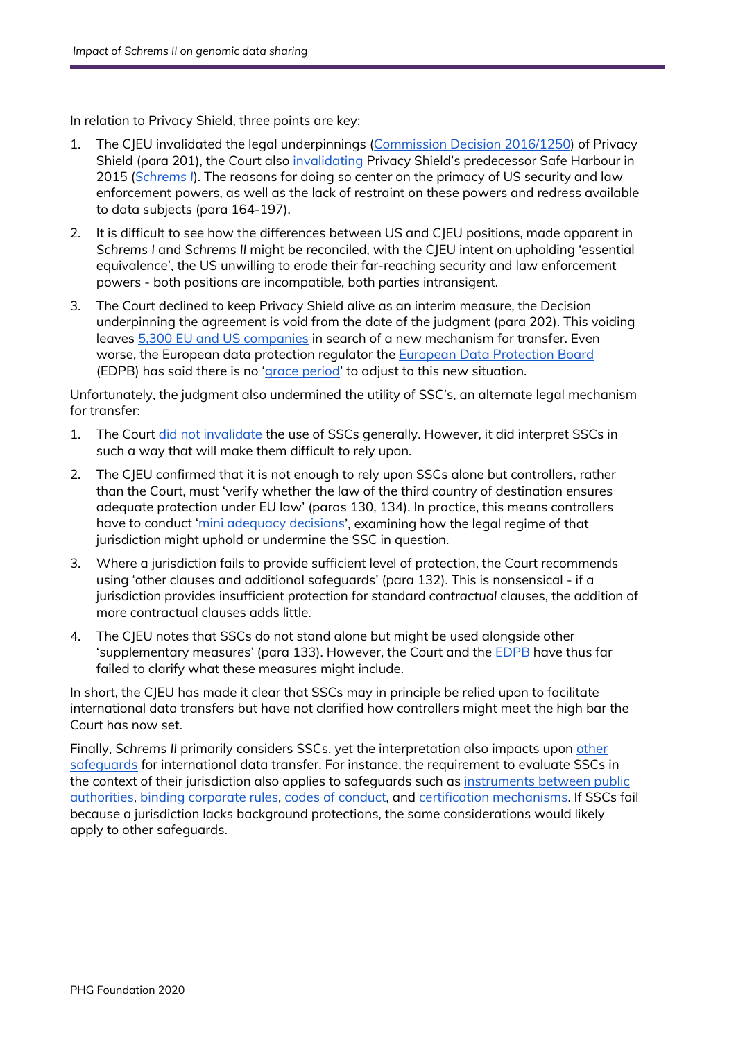In relation to Privacy Shield, three points are key:

1. The CJEU invalidated the legal underpinnings (Commission Decision 2016/1250) of Privacy Shield (para 201), the Court also invalidating Privacy Shield's predecessor Safe Harbour in 2015 (*Schrems I*). The reasons for doing so center on the primacy of US security and law enforcement powers, as well as the lack of restraint on these powers and redress available to data subjects (para 164-197).
2. It is difficult to see how the differences between US and CJEU positions, made apparent in *Schrems I* and *Schrems II* might be reconciled, with the CJEU intent on upholding 'essential equivalence', the US unwilling to erode their far-reaching security and law enforcement powers - both positions are incompatible, both parties intransigent.
3. The Court declined to keep Privacy Shield alive as an interim measure, the Decision underpinning the agreement is void from the date of the judgment (para 202). This voiding leaves 5,300 EU and US companies in search of a new mechanism for transfer. Even worse, the European data protection regulator the European Data Protection Board (EDPB) has said there is no 'grace period' to adjust to this new situation.

Unfortunately, the judgment also undermined the utility of SSC's, an alternate legal mechanism for transfer:

1. The Court did not invalidate the use of SSCs generally. However, it did interpret SSCs in such a way that will make them difficult to rely upon.
2. The CJEU confirmed that it is not enough to rely upon SSCs alone but controllers, rather than the Court, must 'verify whether the law of the third country of destination ensures adequate protection under EU law' (paras 130, 134). In practice, this means controllers have to conduct 'mini adequacy decisions', examining how the legal regime of that jurisdiction might uphold or undermine the SSC in question.
3. Where a jurisdiction fails to provide sufficient level of protection, the Court recommends using 'other clauses and additional safeguards' (para 132). This is nonsensical - if a jurisdiction provides insufficient protection for standard *contractual* clauses, the addition of more contractual clauses adds little.
4. The CJEU notes that SSCs do not stand alone but might be used alongside other 'supplementary measures' (para 133). However, the Court and the EDPB have thus far failed to clarify what these measures might include.

In short, the CJEU has made it clear that SSCs may in principle be relied upon to facilitate international data transfers but have not clarified how controllers might meet the high bar the Court has now set.

Finally, *Schrems II* primarily considers SSCs, yet the interpretation also impacts upon other safeguards for international data transfer. For instance, the requirement to evaluate SSCs in the context of their jurisdiction also applies to safeguards such as instruments between public authorities, binding corporate rules, codes of conduct, and certification mechanisms. If SSCs fail because a jurisdiction lacks background protections, the same considerations would likely apply to other safeguards.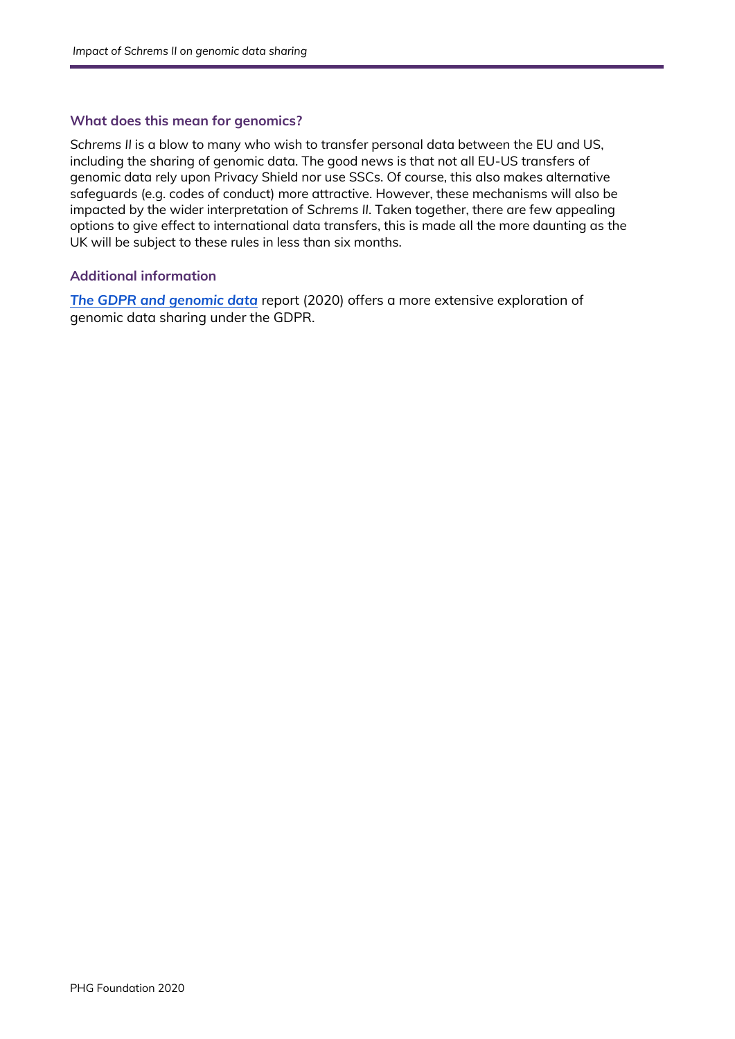### What does this mean for genomics?

*Schrems II* is a blow to many who wish to transfer personal data between the EU and US, including the sharing of genomic data. The good news is that not all EU-US transfers of genomic data rely upon Privacy Shield nor use SSCs. Of course, this also makes alternative safeguards (e.g. codes of conduct) more attractive. However, these mechanisms will also be impacted by the wider interpretation of *Schrems II*. Taken together, there are few appealing options to give effect to international data transfers, this is made all the more daunting as the UK will be subject to these rules in less than six months.

### Additional information

***The GDPR and genomic data*** report (2020) offers a more extensive exploration of genomic data sharing under the GDPR.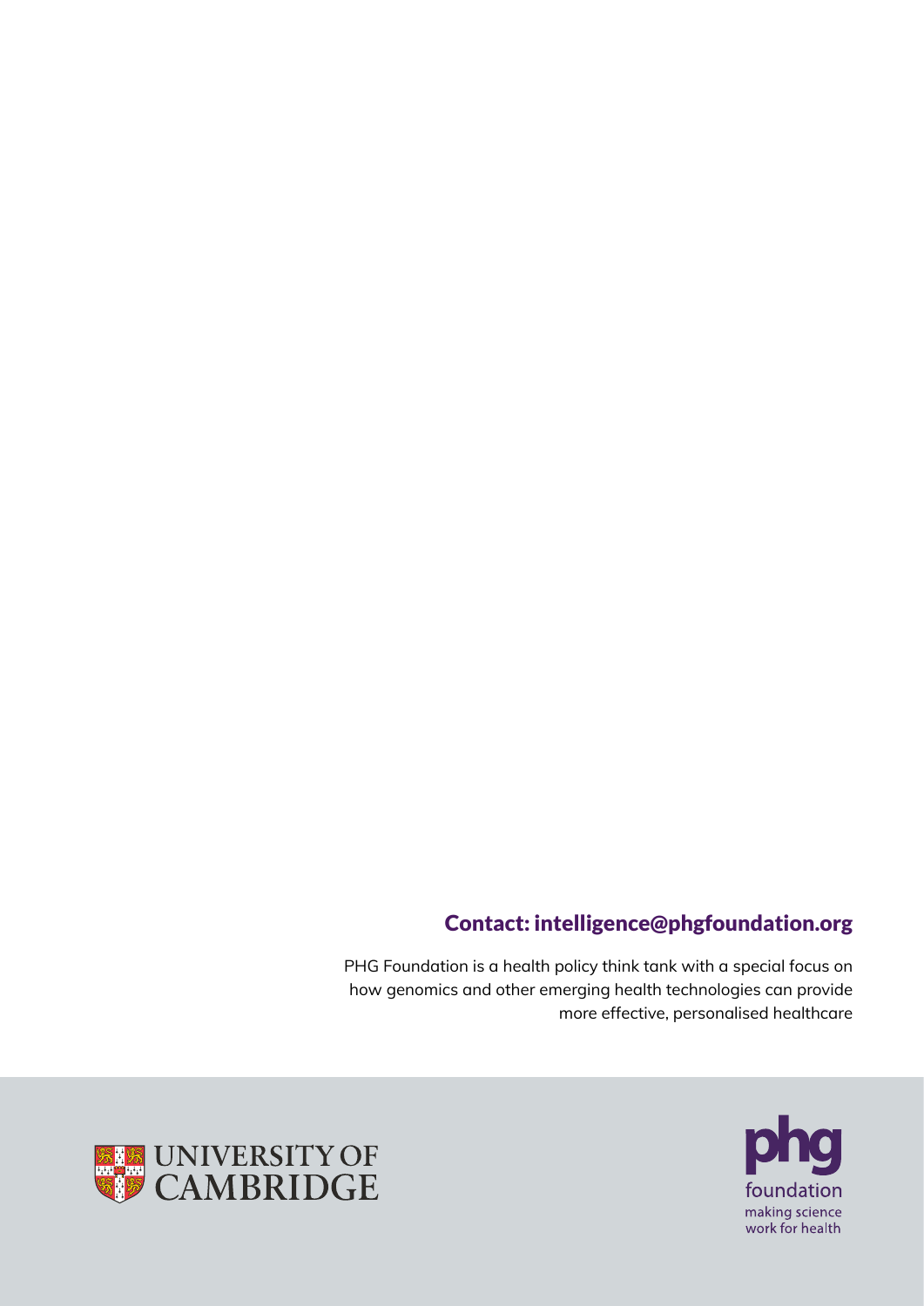**Contact: intelligence@phgfoundation.org**

PHG Foundation is a health policy think tank with a special focus on how genomics and other emerging health technologies can provide more effective, personalised healthcare

UNIVERSITY OF CAMBRIDGE

phg foundation
making science work for health